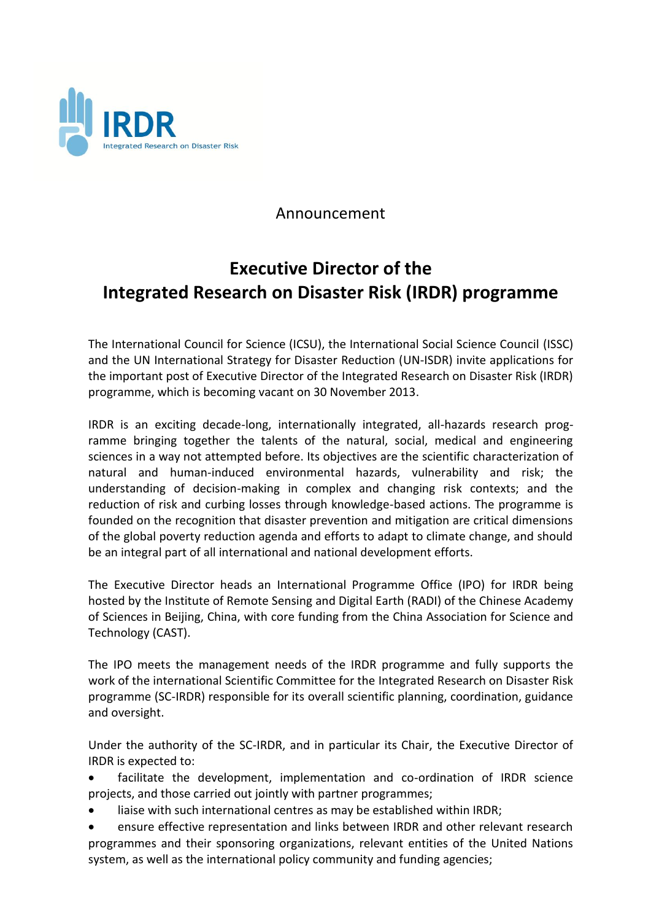Announcement

# Executive Director of the Integrated Research on Disaster Risk (IRDR) programme

The International Council for Science (ICSU), the International Social Science Council (ISSC) and the UN International Strategy for Disaster Reduction (UN-ISDR) invite applications for the important post of Executive Director of the Integrated Research on Disaster Risk (IRDR) programme, which is becoming vacant on 30 November 2013.

IRDR is an exciting decade-long, internationally integrated, all-hazards research programme bringing together the talents of the natural, social, medical and engineering sciences in a way not attempted before. Its objectives are the scientific characterization of natural and human-induced environmental hazards, vulnerability and risk; the understanding of decision-making in complex and changing risk contexts; and the reduction of risk and curbing losses through knowledge-based actions. The programme is founded on the recognition that disaster prevention and mitigation are critical dimensions of the global poverty reduction agenda and efforts to adapt to climate change, and should be an integral part of all international and national development efforts.

The Executive Director heads an International Programme Office (IPO) for IRDR being hosted by the Institute of Remote Sensing and Digital Earth (RADI) of the Chinese Academy of Sciences in Beijing, China, with core funding from the China Association for Science and Technology (CAST).

The IPO meets the management needs of the IRDR programme and fully supports the work of the international Scientific Committee for the Integrated Research on Disaster Risk programme (SC-IRDR) responsible for its overall scientific planning, coordination, guidance and oversight.

Under the authority of the SC-IRDR, and in particular its Chair, the Executive Director of IRDR is expected to:

- facilitate the development, implementation and co-ordination of IRDR science projects, and those carried out jointly with partner programmes;
- liaise with such international centres as may be established within IRDR;
- ensure effective representation and links between IRDR and other relevant research programmes and their sponsoring organizations, relevant entities of the United Nations system, as well as the international policy community and funding agencies;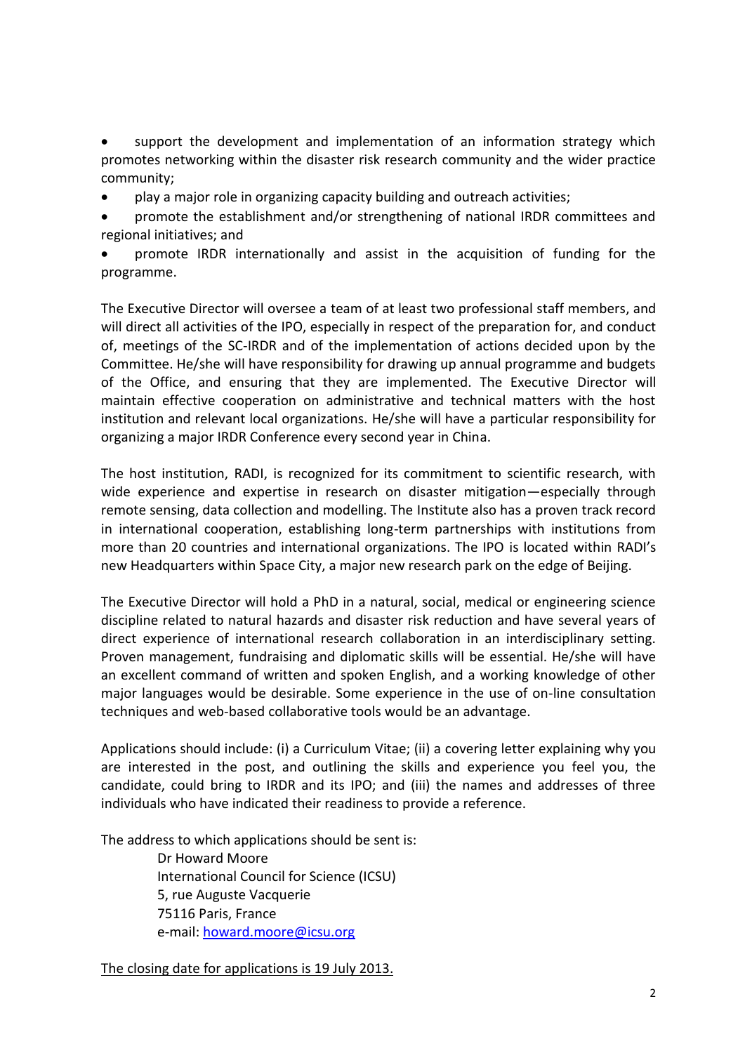- support the development and implementation of an information strategy which promotes networking within the disaster risk research community and the wider practice community;
- play a major role in organizing capacity building and outreach activities;
- promote the establishment and/or strengthening of national IRDR committees and regional initiatives; and
- promote IRDR internationally and assist in the acquisition of funding for the programme.

The Executive Director will oversee a team of at least two professional staff members, and will direct all activities of the IPO, especially in respect of the preparation for, and conduct of, meetings of the SC-IRDR and of the implementation of actions decided upon by the Committee. He/she will have responsibility for drawing up annual programme and budgets of the Office, and ensuring that they are implemented. The Executive Director will maintain effective cooperation on administrative and technical matters with the host institution and relevant local organizations. He/she will have a particular responsibility for organizing a major IRDR Conference every second year in China.

The host institution, RADI, is recognized for its commitment to scientific research, with wide experience and expertise in research on disaster mitigation—especially through remote sensing, data collection and modelling. The Institute also has a proven track record in international cooperation, establishing long-term partnerships with institutions from more than 20 countries and international organizations. The IPO is located within RADI's new Headquarters within Space City, a major new research park on the edge of Beijing.

The Executive Director will hold a PhD in a natural, social, medical or engineering science discipline related to natural hazards and disaster risk reduction and have several years of direct experience of international research collaboration in an interdisciplinary setting. Proven management, fundraising and diplomatic skills will be essential. He/she will have an excellent command of written and spoken English, and a working knowledge of other major languages would be desirable. Some experience in the use of on-line consultation techniques and web-based collaborative tools would be an advantage.

Applications should include: (i) a Curriculum Vitae; (ii) a covering letter explaining why you are interested in the post, and outlining the skills and experience you feel you, the candidate, could bring to IRDR and its IPO; and (iii) the names and addresses of three individuals who have indicated their readiness to provide a reference.

The address to which applications should be sent is:

> Dr Howard Moore
> International Council for Science (ICSU)
> 5, rue Auguste Vacquerie
> 75116 Paris, France
> e-mail: [howard.moore@icsu.org](mailto:howard.moore@icsu.org)

<u>The closing date for applications is 19 July 2013.</u>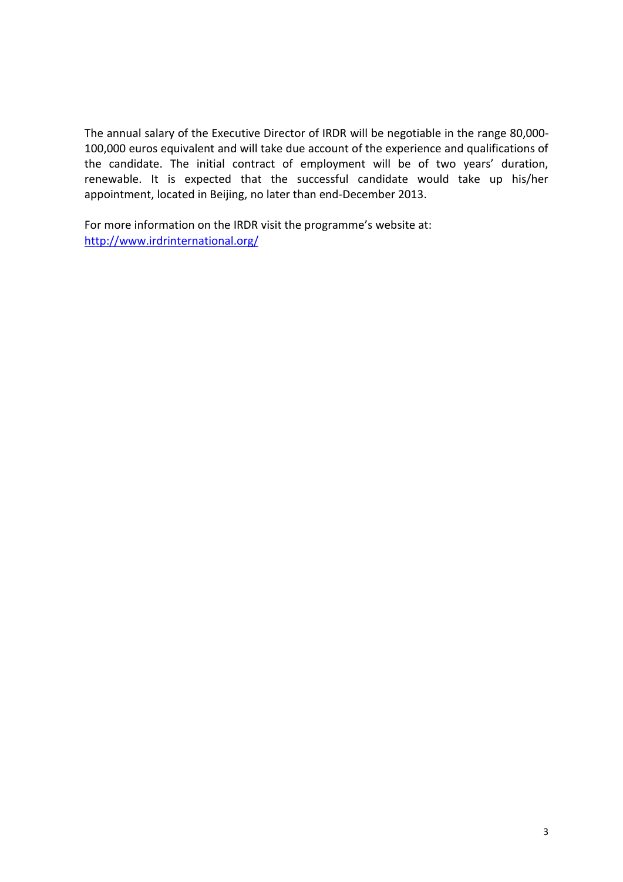The annual salary of the Executive Director of IRDR will be negotiable in the range 80,000-100,000 euros equivalent and will take due account of the experience and qualifications of the candidate. The initial contract of employment will be of two years' duration, renewable. It is expected that the successful candidate would take up his/her appointment, located in Beijing, no later than end-December 2013.

For more information on the IRDR visit the programme's website at:
[http://www.irdrinternational.org/](http://www.irdrinternational.org/)